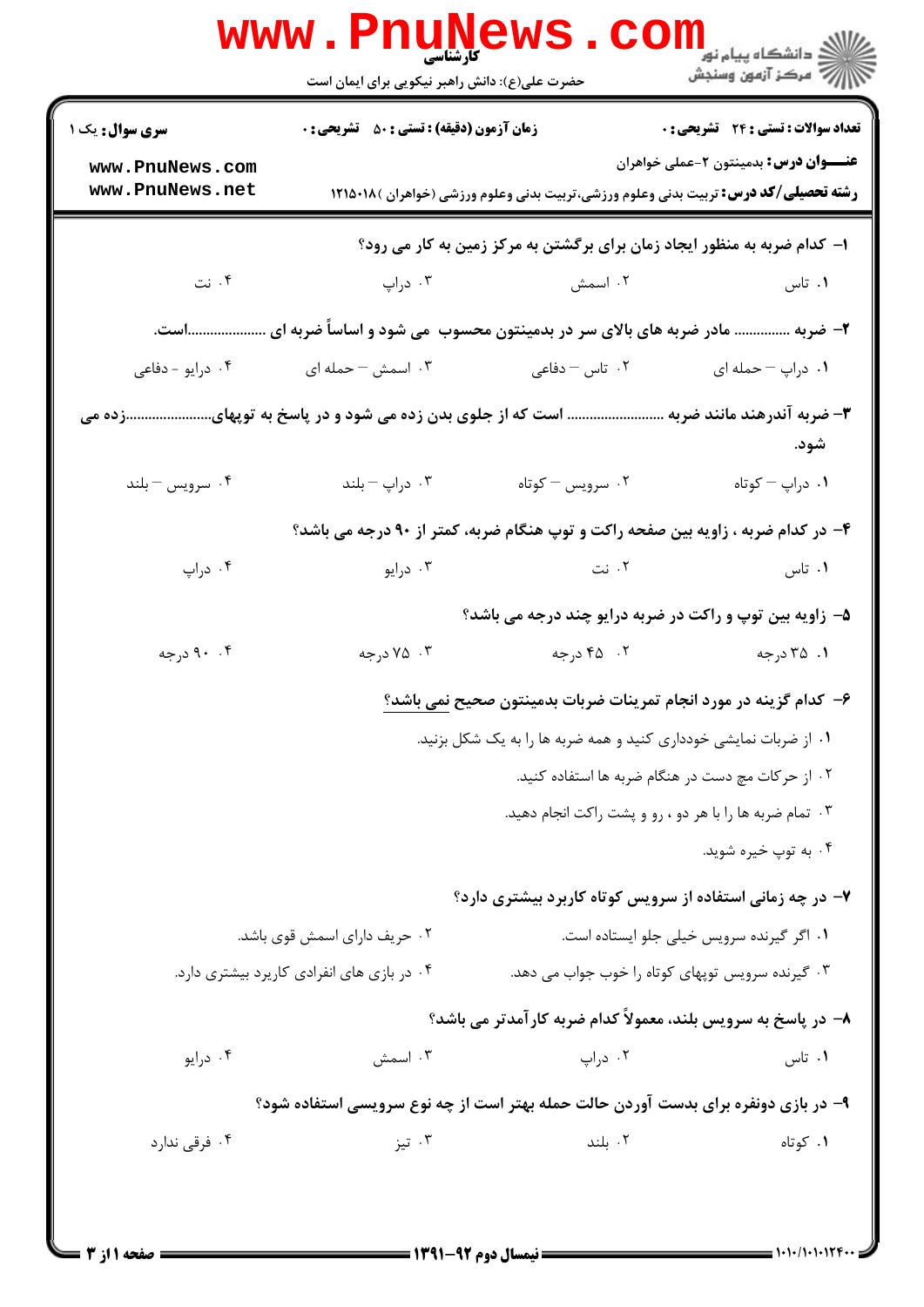کارشناسی

حضرت علی(ع): دانش راهبر نیکویی برای ایمان است

**سری سوال:** یک ۱

**زمان آزمون (دقیقه) : تستی :** ۵۰ **تشریحی :** ۰

**تعداد سوالات : تستی :** ۲۴ **تشریحی :** ۰

**عنـــوان درس:** بدمینتون ۲-عملی خواهران

**رشته تحصیلی/کد درس:** تربیت بدنی وعلوم ورزشی،تربیت بدنی وعلوم ورزشی (خواهران )۱۲۱۵۰۱۸

۱- کدام ضربه به منظور ایجاد زمان برای برگشتن به مرکز زمین به کار می رود؟

۱. تاس　　۲. اسمش　　۳. دراپ　　۴. نت

۲- ضربه ............... مادر ضربه های بالای سر در بدمینتون محسوب می شود و اساساً ضربه ای ....................است.

۱. دراپ – حمله ای　　۲. تاس – دفاعی　　۳. اسمش – حمله ای　　۴. درایو - دفاعی

۳- ضربه آندرهند مانند ضربه ........................ است که از جلوی بدن زده می شود و در پاسخ به توپهای.......................زده می شود.

۱. دراپ – کوتاه　　۲. سرویس – کوتاه　　۳. دراپ – بلند　　۴. سرویس – بلند

۴- در کدام ضربه ، زاویه بین صفحه راکت و توپ هنگام ضربه، کمتر از ۹۰ درجه می باشد؟

۱. تاس　　۲. نت　　۳. درایو　　۴. دراپ

۵- زاویه بین توپ و راکت در ضربه درایو چند درجه می باشد؟

۱. ۳۵ درجه　　۲. ۴۵ درجه　　۳. ۷۵ درجه　　۴. ۹۰ درجه

۶- کدام گزینه در مورد انجام تمرینات ضربات بدمینتون صحیح نمی باشد؟

۱. از ضربات نمایشی خودداری کنید و همه ضربه ها را به یک شکل بزنید.

۲. از حرکات مچ دست در هنگام ضربه ها استفاده کنید.

۳. تمام ضربه ها را با هر دو ، رو و پشت راکت انجام دهید.

۴. به توپ خیره شوید.

۷- در چه زمانی استفاده از سرویس کوتاه کاربرد بیشتری دارد؟

۱. اگر گیرنده سرویس خیلی جلو ایستاده است.

۲. حریف دارای اسمش قوی باشد.

۳. گیرنده سرویس توپهای کوتاه را خوب جواب می دهد.

۴. در بازی های انفرادی کاربرد بیشتری دارد.

۸- در پاسخ به سرویس بلند، معمولاً کدام ضربه کارآمدتر می باشد؟

۱. تاس　　۲. دراپ　　۳. اسمش　　۴. درایو

۹- در بازی دونفره برای بدست آوردن حالت حمله بهتر است از چه نوع سرویسی استفاده شود؟

۱. کوتاه　　۲. بلند　　۳. تیز　　۴. فرقی ندارد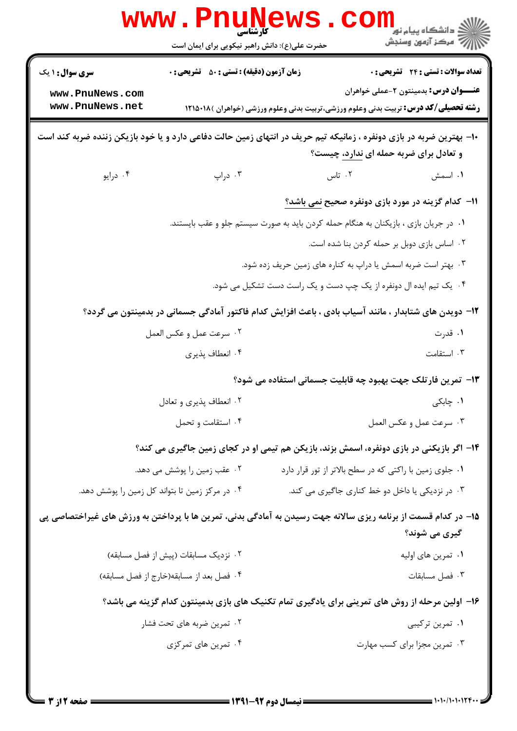کارشناسی

حضرت علی(ع): دانش راهبر نیکویی برای ایمان است

**سری سوال:** ۱ یک

**زمان آزمون (دقیقه) : تستی :** ۵۰ **تشریحی :** ۰

**تعداد سوالات : تستی :** ۲۴ **تشریحی :** ۰

**عنـــوان درس:** بدمینتون ۲-عملی خواهران

**رشته تحصیلی/کد درس:** تربیت بدنی وعلوم ورزشی،تربیت بدنی وعلوم ورزشی (خواهران )۱۲۱۵۰۱۸

**۱۰- بهترین ضربه در بازی دونفره ، زمانیکه تیم حریف در انتهای زمین حالت دفاعی دارد و یا خود بازیکن زننده ضربه کند است و تعادل برای ضربه حمله ای ندارد، چیست؟**

۱. اسمش ۲. تاس ۳. دراپ ۴. درایو

**۱۱- کدام گزینه در مورد بازی دونفره صحیح نمی باشد؟**

۱. در جریان بازی ، بازیکنان به هنگام حمله کردن باید به صورت سیستم جلو و عقب بایستند.

۲. اساس بازی دوبل بر حمله کردن بنا شده است.

۳. بهتر است ضربه اسمش یا دراپ به کناره های زمین حریف زده شود.

۴. یک تیم ایده ال دونفره از یک چپ دست و یک راست دست تشکیل می شود.

**۱۲- دویدن های شتابدار ، مانند آسیاب بادی ، باعث افزایش کدام فاکتور آمادگی جسمانی در بدمینتون می گردد؟**

۱. قدرت ۲. سرعت عمل و عکس العمل

۳. استقامت ۴. انعطاف پذیری

**۱۳- تمرین فارتلک جهت بهبود چه قابلیت جسمانی استفاده می شود؟**

۱. چابکی ۲. انعطاف پذیری و تعادل

۳. سرعت عمل و عکس العمل ۴. استقامت و تحمل

**۱۴- اگر بازیکنی در بازی دونفره، اسمش بزند، بازیکن هم تیمی او در کجای زمین جاگیری می کند؟**

۱. جلوی زمین با راکتی که در سطح بالاتر از تور قرار دارد ۲. عقب زمین را پوشش می دهد.

۳. در نزدیکی یا داخل دو خط کناری جاگیری می کند. ۴. در مرکز زمین تا بتواند کل زمین را پوشش دهد.

**۱۵- در کدام قسمت از برنامه ریزی سالانه جهت رسیدن به آمادگی بدنی، تمرین ها با پرداختن به ورزش های غیراختصاصی پی گیری می شوند؟**

۱. تمرین های اولیه ۲. نزدیک مسابقات (پیش از فصل مسابقه)

۳. فصل مسابقات ۴. فصل بعد از مسابقه(خارج از فصل مسابقه)

**۱۶- اولین مرحله از روش های تمرینی برای یادگیری تمام تکنیک های بازی بدمینتون کدام گزینه می باشد؟**

۱. تمرین ترکیبی ۲. تمرین ضربه های تحت فشار

۳. تمرین مجزا برای کسب مهارت ۴. تمرین های تمرکزی

نیمسال دوم ۹۲-۱۳۹۱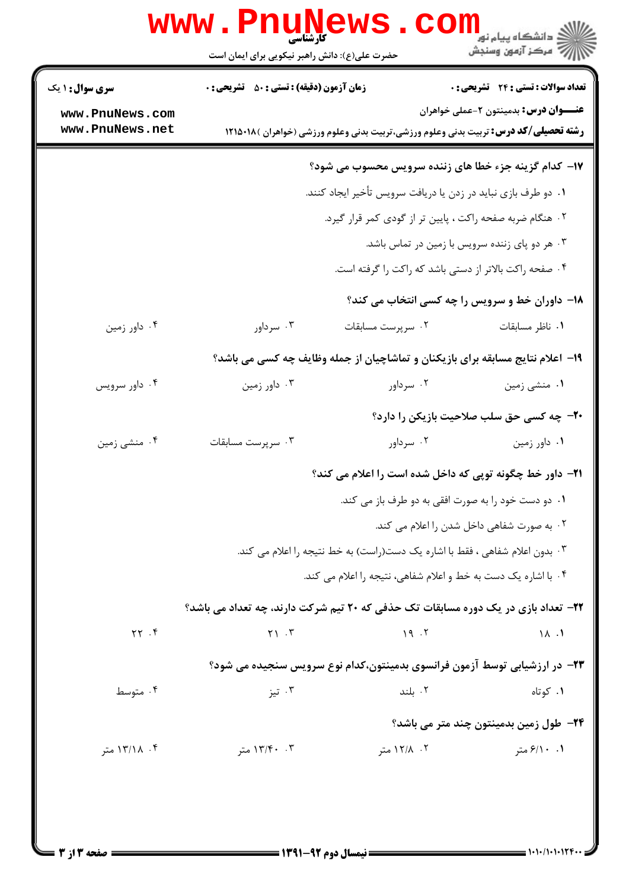**سری سوال:** ۱ یک

**زمان آزمون (دقیقه) : تستی :** ۵۰ **تشریحی :** ۰

**تعداد سوالات : تستی :** ۲۴ **تشریحی :** ۰

**عنـــوان درس:** بدمینتون ۲-عملی خواهران

**رشته تحصیلی/کد درس:** تربیت بدنی وعلوم ورزشی،تربیت بدنی وعلوم ورزشی (خواهران )۱۲۱۵۰۱۸

**۱۷- کدام گزینه جزء خطا های زننده سرویس محسوب می شود؟**

۱. دو طرف بازی نباید در زدن یا دریافت سرویس تأخیر ایجاد کنند.

۲. هنگام ضربه صفحه راکت ، پایین تر از گودی کمر قرار گیرد.

۳. هر دو پای زننده سرویس با زمین در تماس باشد.

۴. صفحه راکت بالاتر از دستی باشد که راکت را گرفته است.

**۱۸- داوران خط و سرویس را چه کسی انتخاب می کند؟**

۱. ناظر مسابقات ۲. سرپرست مسابقات ۳. سرداور ۴. داور زمین

**۱۹- اعلام نتایج مسابقه برای بازیکنان و تماشاچیان از جمله وظایف چه کسی می باشد؟**

۱. منشی زمین ۲. سرداور ۳. داور زمین ۴. داور سرویس

**۲۰- چه کسی حق سلب صلاحیت بازیکن را دارد؟**

۱. داور زمین ۲. سرداور ۳. سرپرست مسابقات ۴. منشی زمین

**۲۱- داور خط چگونه توپی که داخل شده است را اعلام می کند؟**

۱. دو دست خود را به صورت افقی به دو طرف باز می کند.

۲. به صورت شفاهی داخل شدن را اعلام می کند.

۳. بدون اعلام شفاهی ، فقط با اشاره یک دست(راست) به خط نتیجه را اعلام می کند.

۴. با اشاره یک دست به خط و اعلام شفاهی، نتیجه را اعلام می کند.

**۲۲- تعداد بازی در یک دوره مسابقات تک حذفی که ۲۰ تیم شرکت دارند، چه تعداد می باشد؟**

۱. ۱۸ ۲. ۱۹ ۳. ۲۱ ۴. ۲۲

**۲۳- در ارزشیابی توسط آزمون فرانسوی بدمینتون،کدام نوع سرویس سنجیده می شود؟**

۱. کوتاه ۲. بلند ۳. تیز ۴. متوسط

**۲۴- طول زمین بدمینتون چند متر می باشد؟**

۱. ۶/۱۰ متر ۲. ۱۲/۸ متر ۳. ۱۳/۴۰ متر ۴. ۱۳/۱۸ متر